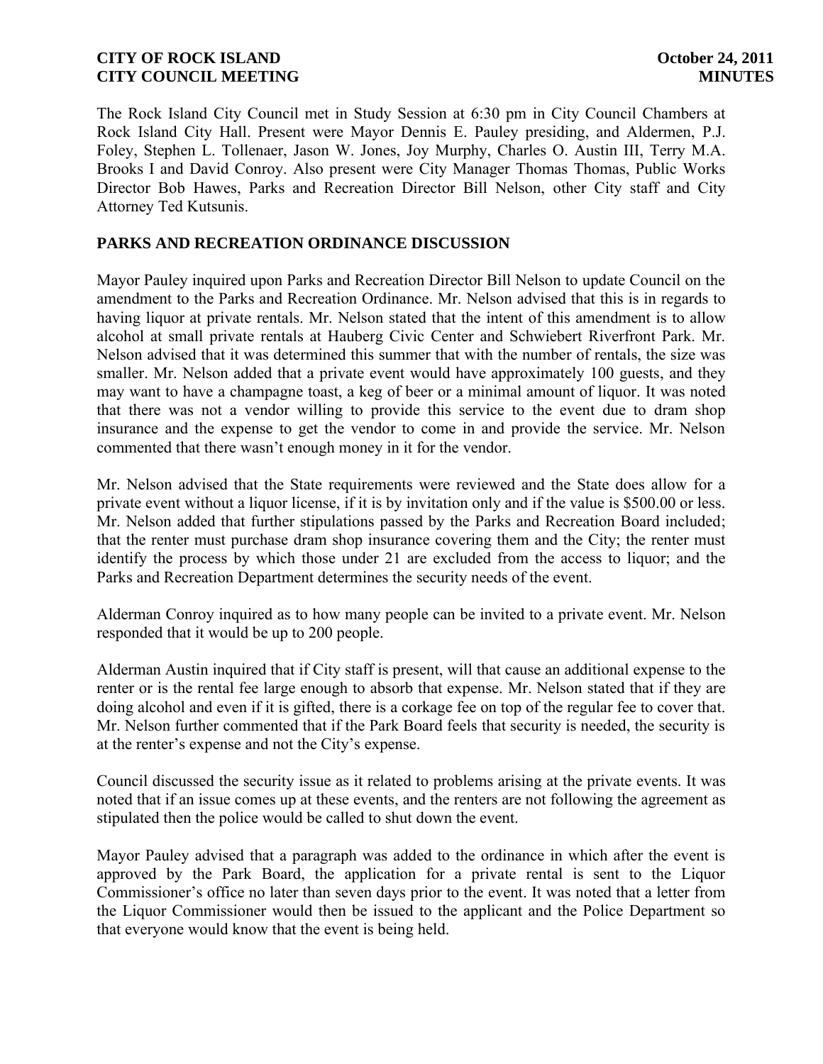**CITY OF ROCK ISLAND** **October 24, 2011**
**CITY COUNCIL MEETING** **MINUTES**

The Rock Island City Council met in Study Session at 6:30 pm in City Council Chambers at Rock Island City Hall. Present were Mayor Dennis E. Pauley presiding, and Aldermen, P.J. Foley, Stephen L. Tollenaer, Jason W. Jones, Joy Murphy, Charles O. Austin III, Terry M.A. Brooks I and David Conroy. Also present were City Manager Thomas Thomas, Public Works Director Bob Hawes, Parks and Recreation Director Bill Nelson, other City staff and City Attorney Ted Kutsunis.

## PARKS AND RECREATION ORDINANCE DISCUSSION

Mayor Pauley inquired upon Parks and Recreation Director Bill Nelson to update Council on the amendment to the Parks and Recreation Ordinance. Mr. Nelson advised that this is in regards to having liquor at private rentals. Mr. Nelson stated that the intent of this amendment is to allow alcohol at small private rentals at Hauberg Civic Center and Schwiebert Riverfront Park. Mr. Nelson advised that it was determined this summer that with the number of rentals, the size was smaller. Mr. Nelson added that a private event would have approximately 100 guests, and they may want to have a champagne toast, a keg of beer or a minimal amount of liquor. It was noted that there was not a vendor willing to provide this service to the event due to dram shop insurance and the expense to get the vendor to come in and provide the service. Mr. Nelson commented that there wasn't enough money in it for the vendor.

Mr. Nelson advised that the State requirements were reviewed and the State does allow for a private event without a liquor license, if it is by invitation only and if the value is $500.00 or less. Mr. Nelson added that further stipulations passed by the Parks and Recreation Board included; that the renter must purchase dram shop insurance covering them and the City; the renter must identify the process by which those under 21 are excluded from the access to liquor; and the Parks and Recreation Department determines the security needs of the event.

Alderman Conroy inquired as to how many people can be invited to a private event. Mr. Nelson responded that it would be up to 200 people.

Alderman Austin inquired that if City staff is present, will that cause an additional expense to the renter or is the rental fee large enough to absorb that expense. Mr. Nelson stated that if they are doing alcohol and even if it is gifted, there is a corkage fee on top of the regular fee to cover that. Mr. Nelson further commented that if the Park Board feels that security is needed, the security is at the renter's expense and not the City's expense.

Council discussed the security issue as it related to problems arising at the private events. It was noted that if an issue comes up at these events, and the renters are not following the agreement as stipulated then the police would be called to shut down the event.

Mayor Pauley advised that a paragraph was added to the ordinance in which after the event is approved by the Park Board, the application for a private rental is sent to the Liquor Commissioner's office no later than seven days prior to the event. It was noted that a letter from the Liquor Commissioner would then be issued to the applicant and the Police Department so that everyone would know that the event is being held.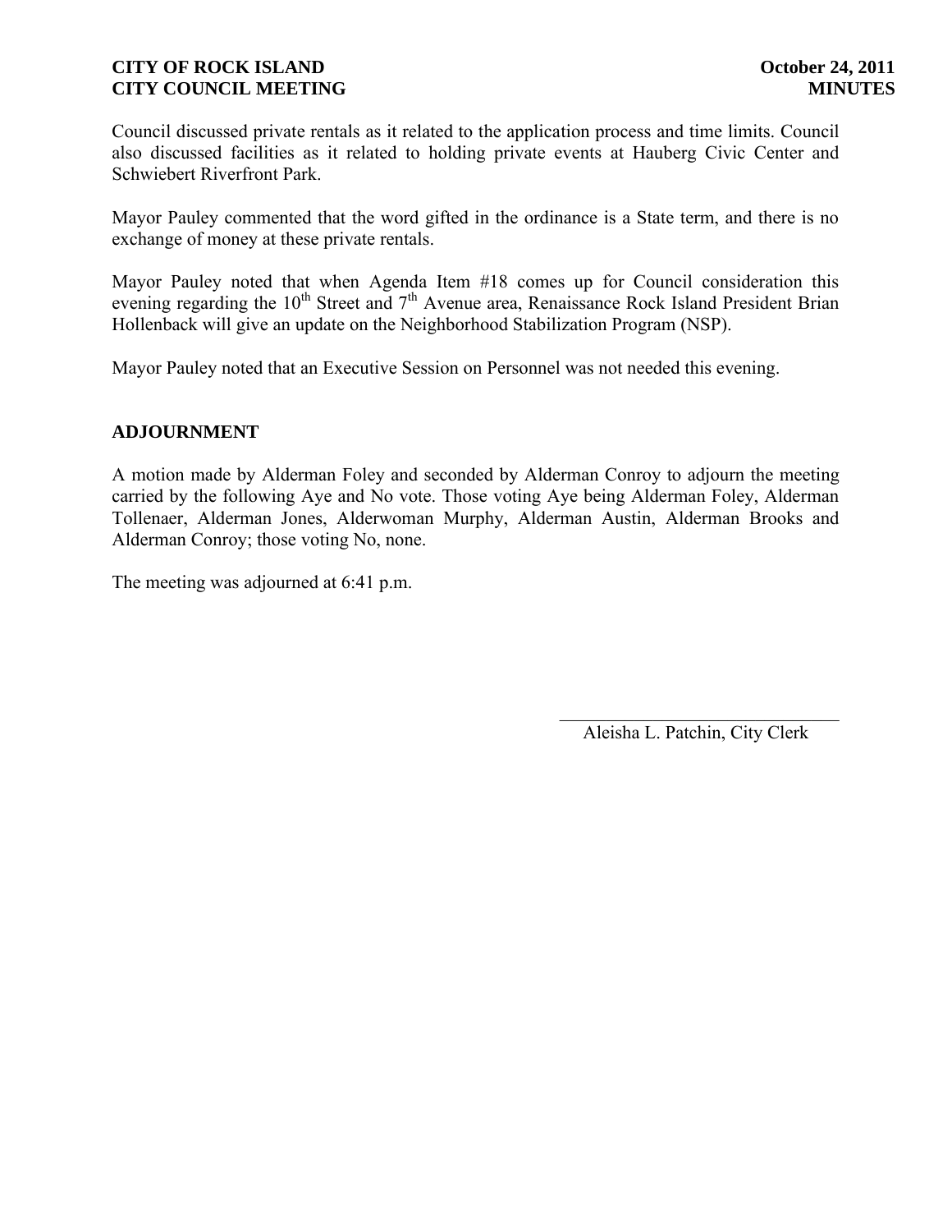Council discussed private rentals as it related to the application process and time limits. Council also discussed facilities as it related to holding private events at Hauberg Civic Center and Schwiebert Riverfront Park.

Mayor Pauley commented that the word gifted in the ordinance is a State term, and there is no exchange of money at these private rentals.

Mayor Pauley noted that when Agenda Item #18 comes up for Council consideration this evening regarding the 10th Street and 7th Avenue area, Renaissance Rock Island President Brian Hollenback will give an update on the Neighborhood Stabilization Program (NSP).

Mayor Pauley noted that an Executive Session on Personnel was not needed this evening.

## ADJOURNMENT

A motion made by Alderman Foley and seconded by Alderman Conroy to adjourn the meeting carried by the following Aye and No vote. Those voting Aye being Alderman Foley, Alderman Tollenaer, Alderman Jones, Alderwoman Murphy, Alderman Austin, Alderman Brooks and Alderman Conroy; those voting No, none.

The meeting was adjourned at 6:41 p.m.

\_\_\_\_\_\_\_\_\_\_\_\_\_\_\_\_\_\_\_\_\_\_\_\_\_\_\_\_\_\_

Aleisha L. Patchin, City Clerk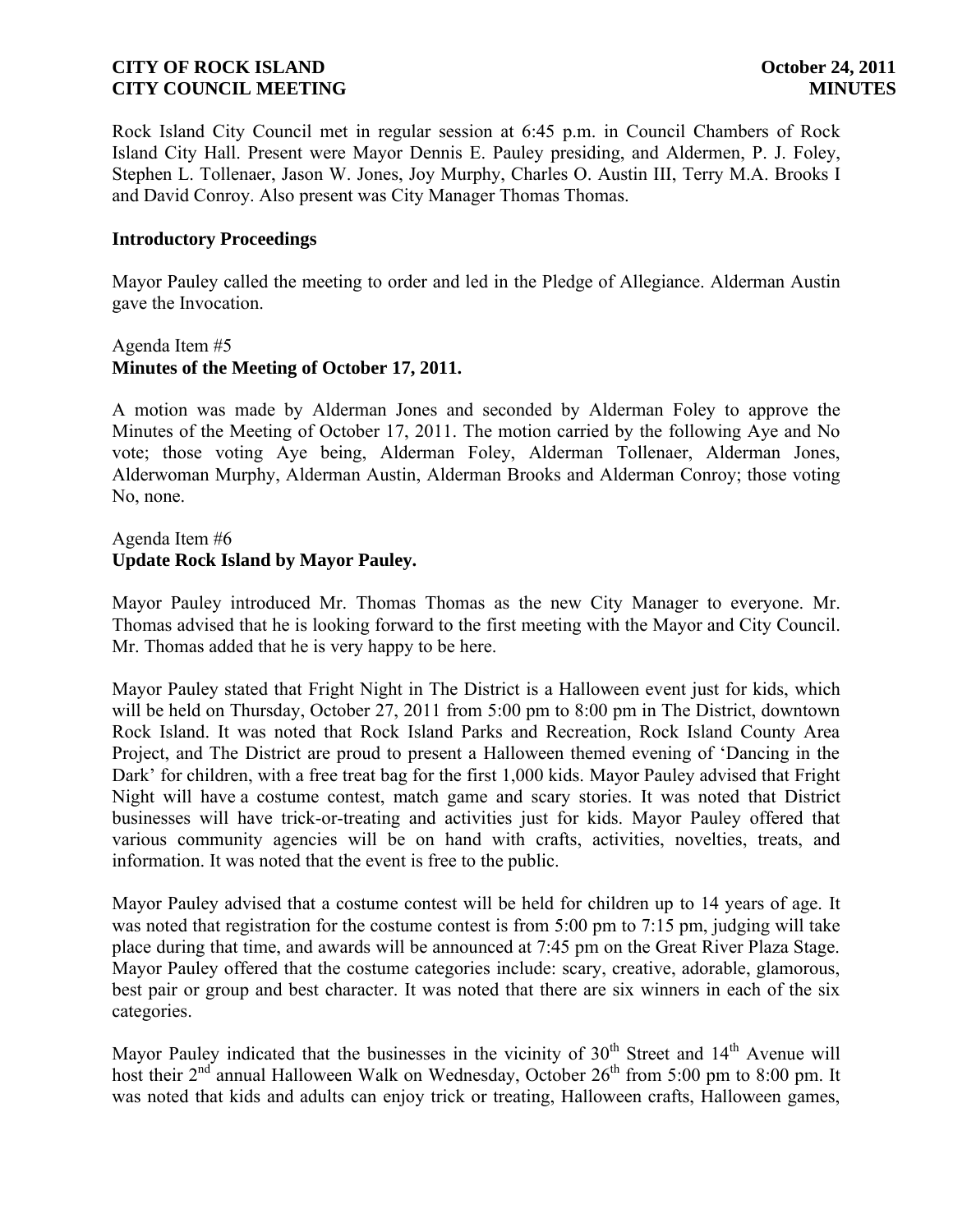Rock Island City Council met in regular session at 6:45 p.m. in Council Chambers of Rock Island City Hall. Present were Mayor Dennis E. Pauley presiding, and Aldermen, P. J. Foley, Stephen L. Tollenaer, Jason W. Jones, Joy Murphy, Charles O. Austin III, Terry M.A. Brooks I and David Conroy. Also present was City Manager Thomas Thomas.

## Introductory Proceedings

Mayor Pauley called the meeting to order and led in the Pledge of Allegiance. Alderman Austin gave the Invocation.

Agenda Item #5
**Minutes of the Meeting of October 17, 2011.**

A motion was made by Alderman Jones and seconded by Alderman Foley to approve the Minutes of the Meeting of October 17, 2011. The motion carried by the following Aye and No vote; those voting Aye being, Alderman Foley, Alderman Tollenaer, Alderman Jones, Alderwoman Murphy, Alderman Austin, Alderman Brooks and Alderman Conroy; those voting No, none.

Agenda Item #6
**Update Rock Island by Mayor Pauley.**

Mayor Pauley introduced Mr. Thomas Thomas as the new City Manager to everyone. Mr. Thomas advised that he is looking forward to the first meeting with the Mayor and City Council. Mr. Thomas added that he is very happy to be here.

Mayor Pauley stated that Fright Night in The District is a Halloween event just for kids, which will be held on Thursday, October 27, 2011 from 5:00 pm to 8:00 pm in The District, downtown Rock Island. It was noted that Rock Island Parks and Recreation, Rock Island County Area Project, and The District are proud to present a Halloween themed evening of 'Dancing in the Dark' for children, with a free treat bag for the first 1,000 kids. Mayor Pauley advised that Fright Night will have a costume contest, match game and scary stories. It was noted that District businesses will have trick-or-treating and activities just for kids. Mayor Pauley offered that various community agencies will be on hand with crafts, activities, novelties, treats, and information. It was noted that the event is free to the public.

Mayor Pauley advised that a costume contest will be held for children up to 14 years of age. It was noted that registration for the costume contest is from 5:00 pm to 7:15 pm, judging will take place during that time, and awards will be announced at 7:45 pm on the Great River Plaza Stage. Mayor Pauley offered that the costume categories include: scary, creative, adorable, glamorous, best pair or group and best character. It was noted that there are six winners in each of the six categories.

Mayor Pauley indicated that the businesses in the vicinity of 30th Street and 14th Avenue will host their 2nd annual Halloween Walk on Wednesday, October 26th from 5:00 pm to 8:00 pm. It was noted that kids and adults can enjoy trick or treating, Halloween crafts, Halloween games,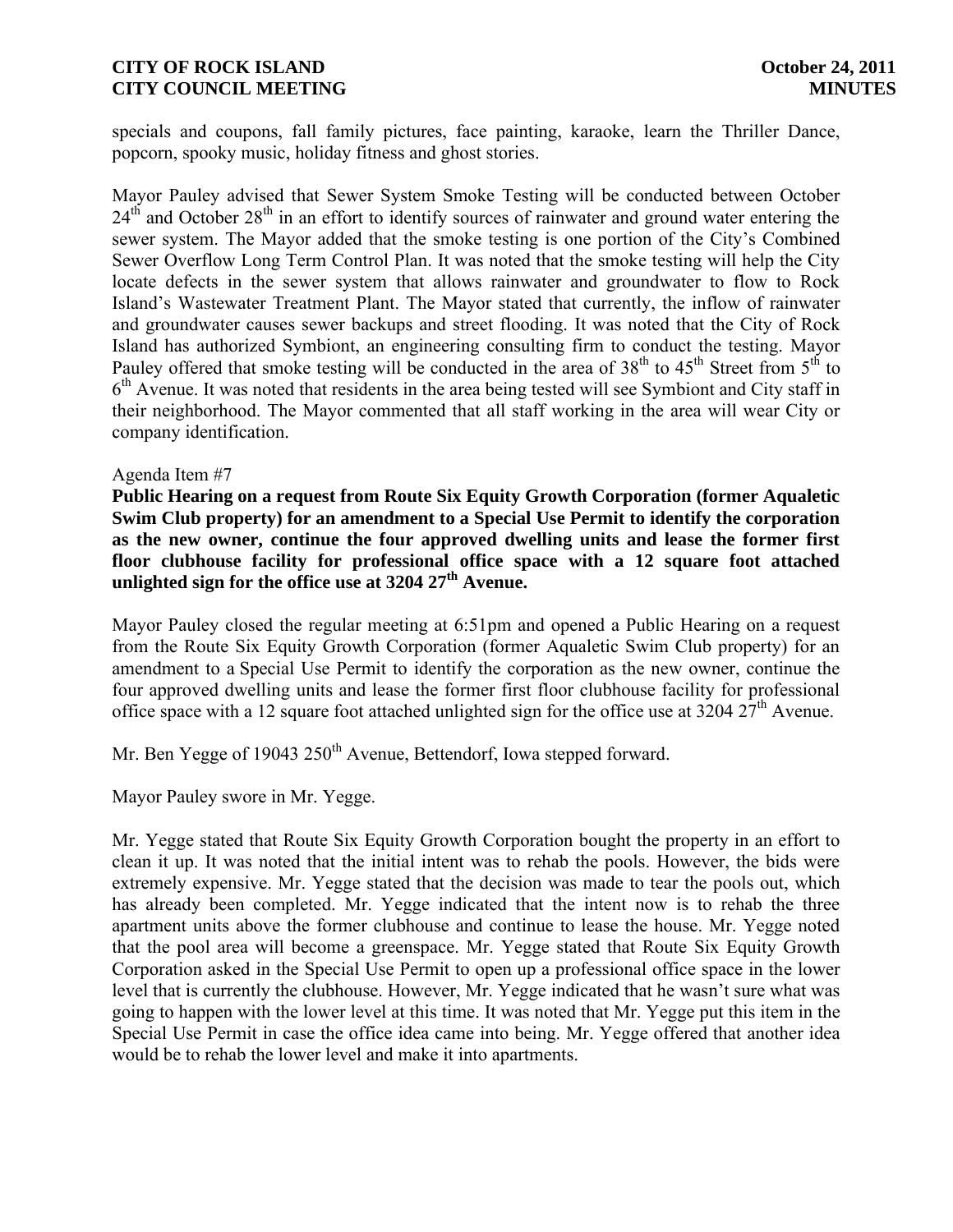specials and coupons, fall family pictures, face painting, karaoke, learn the Thriller Dance, popcorn, spooky music, holiday fitness and ghost stories.

Mayor Pauley advised that Sewer System Smoke Testing will be conducted between October 24th and October 28th in an effort to identify sources of rainwater and ground water entering the sewer system. The Mayor added that the smoke testing is one portion of the City's Combined Sewer Overflow Long Term Control Plan. It was noted that the smoke testing will help the City locate defects in the sewer system that allows rainwater and groundwater to flow to Rock Island's Wastewater Treatment Plant. The Mayor stated that currently, the inflow of rainwater and groundwater causes sewer backups and street flooding. It was noted that the City of Rock Island has authorized Symbiont, an engineering consulting firm to conduct the testing. Mayor Pauley offered that smoke testing will be conducted in the area of 38th to 45th Street from 5th to 6th Avenue. It was noted that residents in the area being tested will see Symbiont and City staff in their neighborhood. The Mayor commented that all staff working in the area will wear City or company identification.

Agenda Item #7

**Public Hearing on a request from Route Six Equity Growth Corporation (former Aqualetic Swim Club property) for an amendment to a Special Use Permit to identify the corporation as the new owner, continue the four approved dwelling units and lease the former first floor clubhouse facility for professional office space with a 12 square foot attached unlighted sign for the office use at 3204 27th Avenue.**

Mayor Pauley closed the regular meeting at 6:51pm and opened a Public Hearing on a request from the Route Six Equity Growth Corporation (former Aqualetic Swim Club property) for an amendment to a Special Use Permit to identify the corporation as the new owner, continue the four approved dwelling units and lease the former first floor clubhouse facility for professional office space with a 12 square foot attached unlighted sign for the office use at 3204 27th Avenue.

Mr. Ben Yegge of 19043 250th Avenue, Bettendorf, Iowa stepped forward.

Mayor Pauley swore in Mr. Yegge.

Mr. Yegge stated that Route Six Equity Growth Corporation bought the property in an effort to clean it up. It was noted that the initial intent was to rehab the pools. However, the bids were extremely expensive. Mr. Yegge stated that the decision was made to tear the pools out, which has already been completed. Mr. Yegge indicated that the intent now is to rehab the three apartment units above the former clubhouse and continue to lease the house. Mr. Yegge noted that the pool area will become a greenspace. Mr. Yegge stated that Route Six Equity Growth Corporation asked in the Special Use Permit to open up a professional office space in the lower level that is currently the clubhouse. However, Mr. Yegge indicated that he wasn't sure what was going to happen with the lower level at this time. It was noted that Mr. Yegge put this item in the Special Use Permit in case the office idea came into being. Mr. Yegge offered that another idea would be to rehab the lower level and make it into apartments.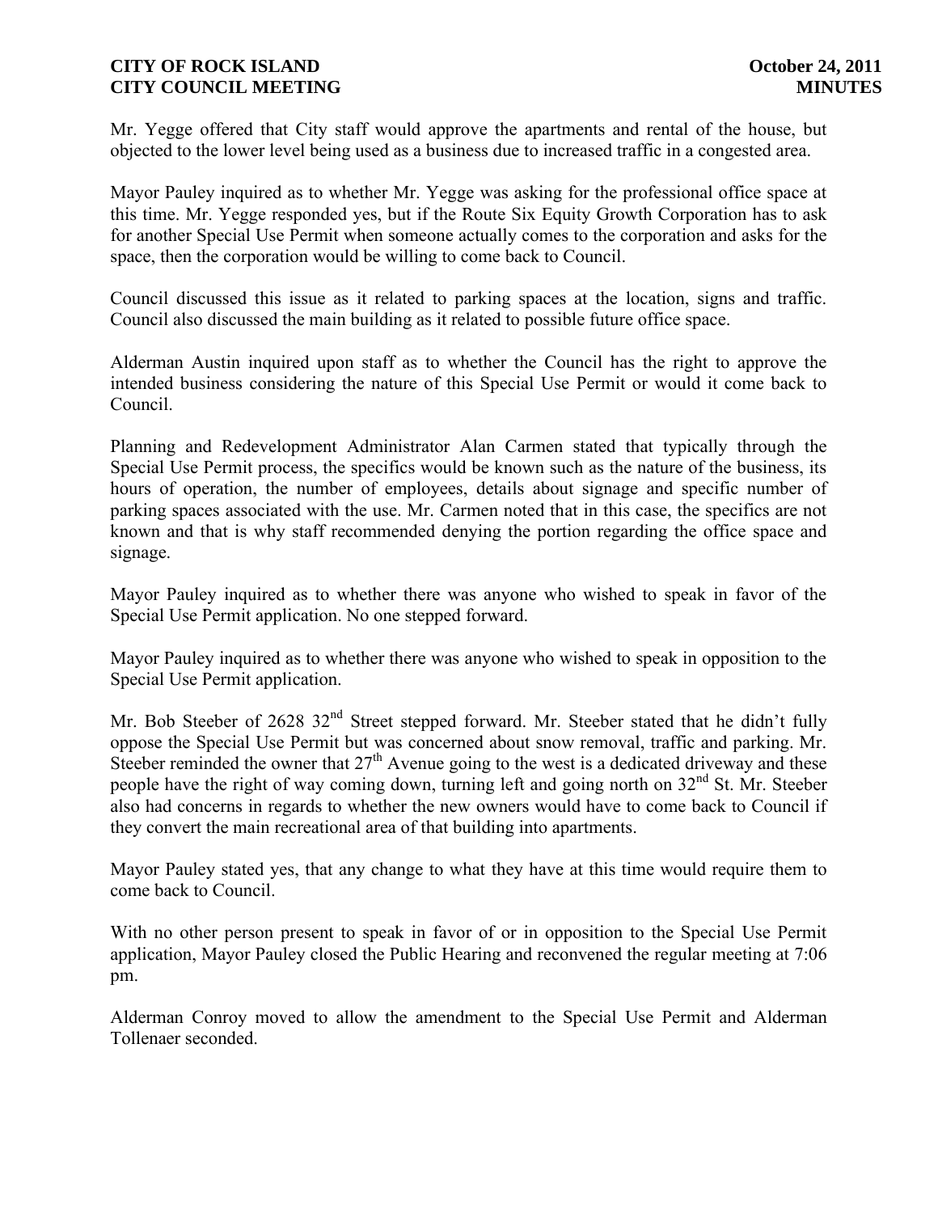Mr. Yegge offered that City staff would approve the apartments and rental of the house, but objected to the lower level being used as a business due to increased traffic in a congested area.

Mayor Pauley inquired as to whether Mr. Yegge was asking for the professional office space at this time. Mr. Yegge responded yes, but if the Route Six Equity Growth Corporation has to ask for another Special Use Permit when someone actually comes to the corporation and asks for the space, then the corporation would be willing to come back to Council.

Council discussed this issue as it related to parking spaces at the location, signs and traffic. Council also discussed the main building as it related to possible future office space.

Alderman Austin inquired upon staff as to whether the Council has the right to approve the intended business considering the nature of this Special Use Permit or would it come back to Council.

Planning and Redevelopment Administrator Alan Carmen stated that typically through the Special Use Permit process, the specifics would be known such as the nature of the business, its hours of operation, the number of employees, details about signage and specific number of parking spaces associated with the use. Mr. Carmen noted that in this case, the specifics are not known and that is why staff recommended denying the portion regarding the office space and signage.

Mayor Pauley inquired as to whether there was anyone who wished to speak in favor of the Special Use Permit application. No one stepped forward.

Mayor Pauley inquired as to whether there was anyone who wished to speak in opposition to the Special Use Permit application.

Mr. Bob Steeber of 2628 32nd Street stepped forward. Mr. Steeber stated that he didn't fully oppose the Special Use Permit but was concerned about snow removal, traffic and parking. Mr. Steeber reminded the owner that 27th Avenue going to the west is a dedicated driveway and these people have the right of way coming down, turning left and going north on 32nd St. Mr. Steeber also had concerns in regards to whether the new owners would have to come back to Council if they convert the main recreational area of that building into apartments.

Mayor Pauley stated yes, that any change to what they have at this time would require them to come back to Council.

With no other person present to speak in favor of or in opposition to the Special Use Permit application, Mayor Pauley closed the Public Hearing and reconvened the regular meeting at 7:06 pm.

Alderman Conroy moved to allow the amendment to the Special Use Permit and Alderman Tollenaer seconded.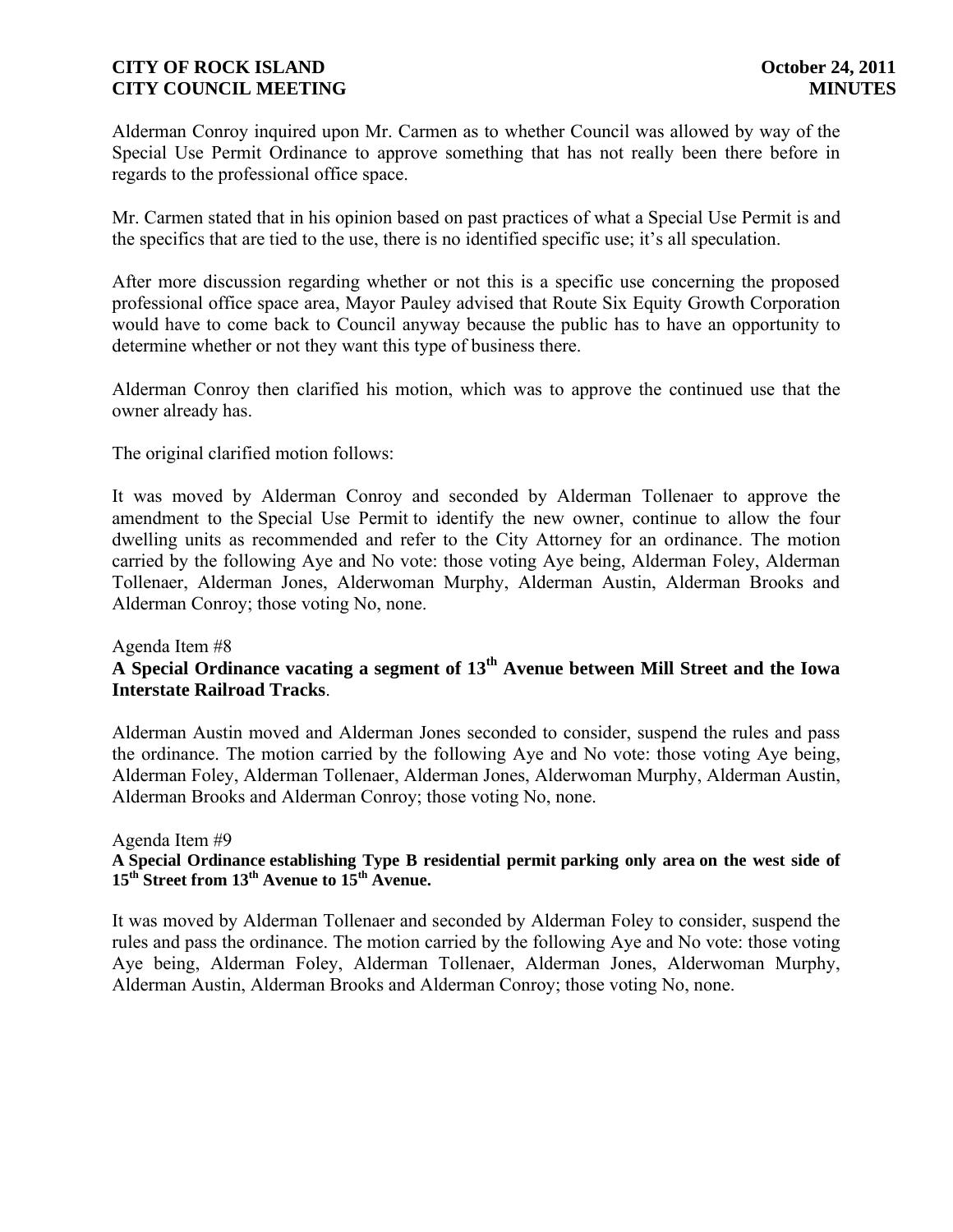Alderman Conroy inquired upon Mr. Carmen as to whether Council was allowed by way of the Special Use Permit Ordinance to approve something that has not really been there before in regards to the professional office space.

Mr. Carmen stated that in his opinion based on past practices of what a Special Use Permit is and the specifics that are tied to the use, there is no identified specific use; it's all speculation.

After more discussion regarding whether or not this is a specific use concerning the proposed professional office space area, Mayor Pauley advised that Route Six Equity Growth Corporation would have to come back to Council anyway because the public has to have an opportunity to determine whether or not they want this type of business there.

Alderman Conroy then clarified his motion, which was to approve the continued use that the owner already has.

The original clarified motion follows:

It was moved by Alderman Conroy and seconded by Alderman Tollenaer to approve the amendment to the Special Use Permit to identify the new owner, continue to allow the four dwelling units as recommended and refer to the City Attorney for an ordinance. The motion carried by the following Aye and No vote: those voting Aye being, Alderman Foley, Alderman Tollenaer, Alderman Jones, Alderwoman Murphy, Alderman Austin, Alderman Brooks and Alderman Conroy; those voting No, none.

Agenda Item #8

**A Special Ordinance vacating a segment of 13th Avenue between Mill Street and the Iowa Interstate Railroad Tracks**.

Alderman Austin moved and Alderman Jones seconded to consider, suspend the rules and pass the ordinance. The motion carried by the following Aye and No vote: those voting Aye being, Alderman Foley, Alderman Tollenaer, Alderman Jones, Alderwoman Murphy, Alderman Austin, Alderman Brooks and Alderman Conroy; those voting No, none.

Agenda Item #9

**A Special Ordinance establishing Type B residential permit parking only area on the west side of 15th Street from 13th Avenue to 15th Avenue.**

It was moved by Alderman Tollenaer and seconded by Alderman Foley to consider, suspend the rules and pass the ordinance. The motion carried by the following Aye and No vote: those voting Aye being, Alderman Foley, Alderman Tollenaer, Alderman Jones, Alderwoman Murphy, Alderman Austin, Alderman Brooks and Alderman Conroy; those voting No, none.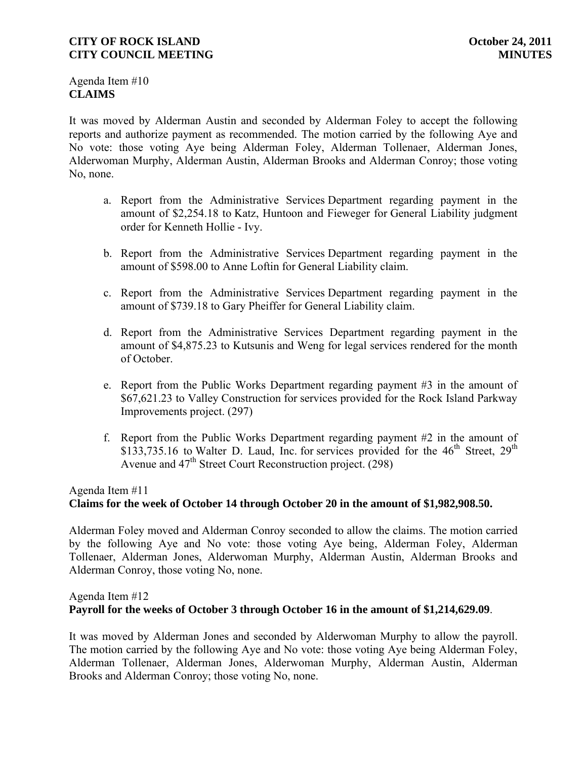Agenda Item #10
**CLAIMS**

It was moved by Alderman Austin and seconded by Alderman Foley to accept the following reports and authorize payment as recommended. The motion carried by the following Aye and No vote: those voting Aye being Alderman Foley, Alderman Tollenaer, Alderman Jones, Alderwoman Murphy, Alderman Austin, Alderman Brooks and Alderman Conroy; those voting No, none.

a. Report from the Administrative Services Department regarding payment in the amount of $2,254.18 to Katz, Huntoon and Fieweger for General Liability judgment order for Kenneth Hollie - Ivy.

b. Report from the Administrative Services Department regarding payment in the amount of $598.00 to Anne Loftin for General Liability claim.

c. Report from the Administrative Services Department regarding payment in the amount of $739.18 to Gary Pheiffer for General Liability claim.

d. Report from the Administrative Services Department regarding payment in the amount of $4,875.23 to Kutsunis and Weng for legal services rendered for the month of October.

e. Report from the Public Works Department regarding payment #3 in the amount of $67,621.23 to Valley Construction for services provided for the Rock Island Parkway Improvements project. (297)

f. Report from the Public Works Department regarding payment #2 in the amount of $133,735.16 to Walter D. Laud, Inc. for services provided for the 46th Street, 29th Avenue and 47th Street Court Reconstruction project. (298)

Agenda Item #11
**Claims for the week of October 14 through October 20 in the amount of $1,982,908.50.**

Alderman Foley moved and Alderman Conroy seconded to allow the claims. The motion carried by the following Aye and No vote: those voting Aye being, Alderman Foley, Alderman Tollenaer, Alderman Jones, Alderwoman Murphy, Alderman Austin, Alderman Brooks and Alderman Conroy, those voting No, none.

Agenda Item #12
**Payroll for the weeks of October 3 through October 16 in the amount of $1,214,629.09**.

It was moved by Alderman Jones and seconded by Alderwoman Murphy to allow the payroll. The motion carried by the following Aye and No vote: those voting Aye being Alderman Foley, Alderman Tollenaer, Alderman Jones, Alderwoman Murphy, Alderman Austin, Alderman Brooks and Alderman Conroy; those voting No, none.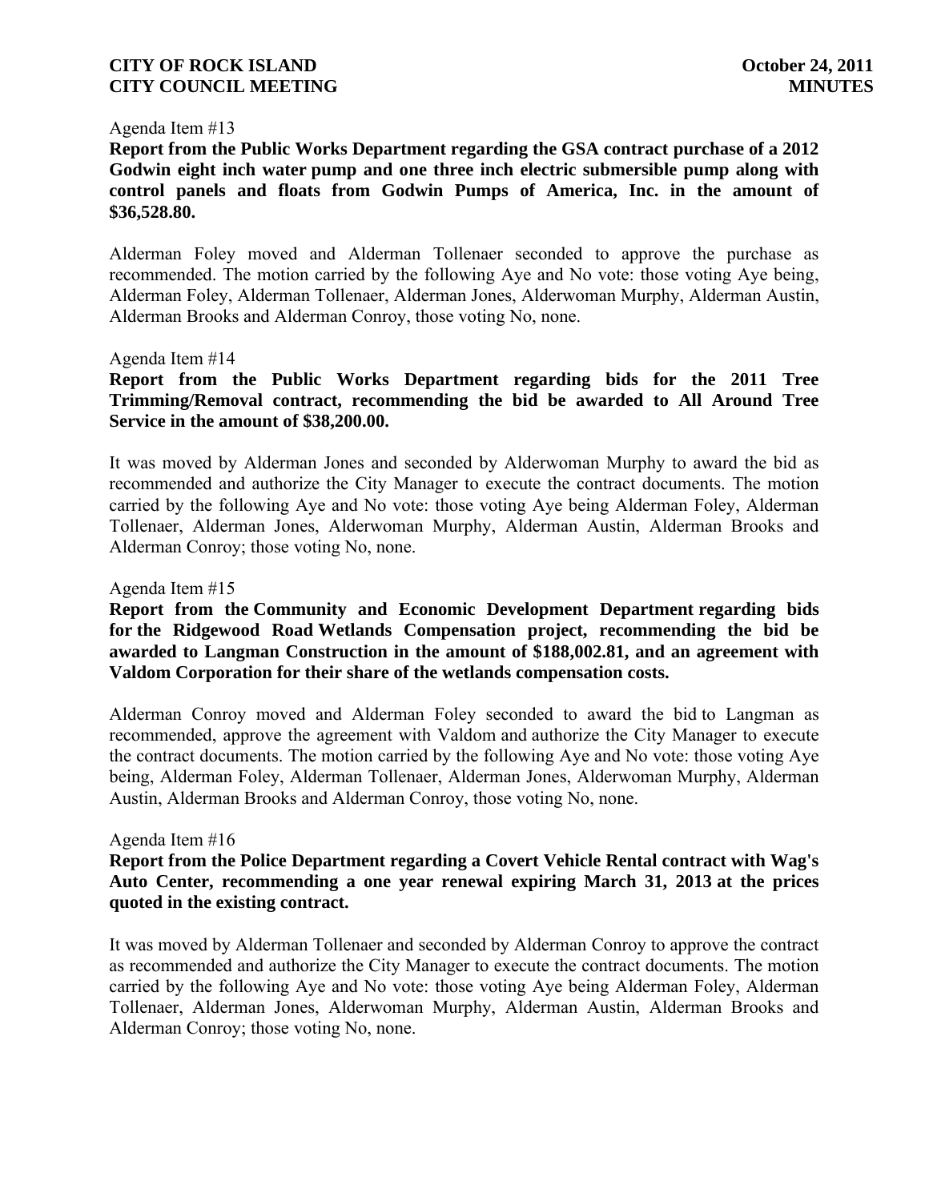Agenda Item #13

**Report from the Public Works Department regarding the GSA contract purchase of a 2012 Godwin eight inch water pump and one three inch electric submersible pump along with control panels and floats from Godwin Pumps of America, Inc. in the amount of $36,528.80.**

Alderman Foley moved and Alderman Tollenaer seconded to approve the purchase as recommended. The motion carried by the following Aye and No vote: those voting Aye being, Alderman Foley, Alderman Tollenaer, Alderman Jones, Alderwoman Murphy, Alderman Austin, Alderman Brooks and Alderman Conroy, those voting No, none.

Agenda Item #14

**Report from the Public Works Department regarding bids for the 2011 Tree Trimming/Removal contract, recommending the bid be awarded to All Around Tree Service in the amount of $38,200.00.**

It was moved by Alderman Jones and seconded by Alderwoman Murphy to award the bid as recommended and authorize the City Manager to execute the contract documents. The motion carried by the following Aye and No vote: those voting Aye being Alderman Foley, Alderman Tollenaer, Alderman Jones, Alderwoman Murphy, Alderman Austin, Alderman Brooks and Alderman Conroy; those voting No, none.

Agenda Item #15

**Report from the Community and Economic Development Department regarding bids for the Ridgewood Road Wetlands Compensation project, recommending the bid be awarded to Langman Construction in the amount of $188,002.81, and an agreement with Valdom Corporation for their share of the wetlands compensation costs.**

Alderman Conroy moved and Alderman Foley seconded to award the bid to Langman as recommended, approve the agreement with Valdom and authorize the City Manager to execute the contract documents. The motion carried by the following Aye and No vote: those voting Aye being, Alderman Foley, Alderman Tollenaer, Alderman Jones, Alderwoman Murphy, Alderman Austin, Alderman Brooks and Alderman Conroy, those voting No, none.

Agenda Item #16

**Report from the Police Department regarding a Covert Vehicle Rental contract with Wag's Auto Center, recommending a one year renewal expiring March 31, 2013 at the prices quoted in the existing contract.**

It was moved by Alderman Tollenaer and seconded by Alderman Conroy to approve the contract as recommended and authorize the City Manager to execute the contract documents. The motion carried by the following Aye and No vote: those voting Aye being Alderman Foley, Alderman Tollenaer, Alderman Jones, Alderwoman Murphy, Alderman Austin, Alderman Brooks and Alderman Conroy; those voting No, none.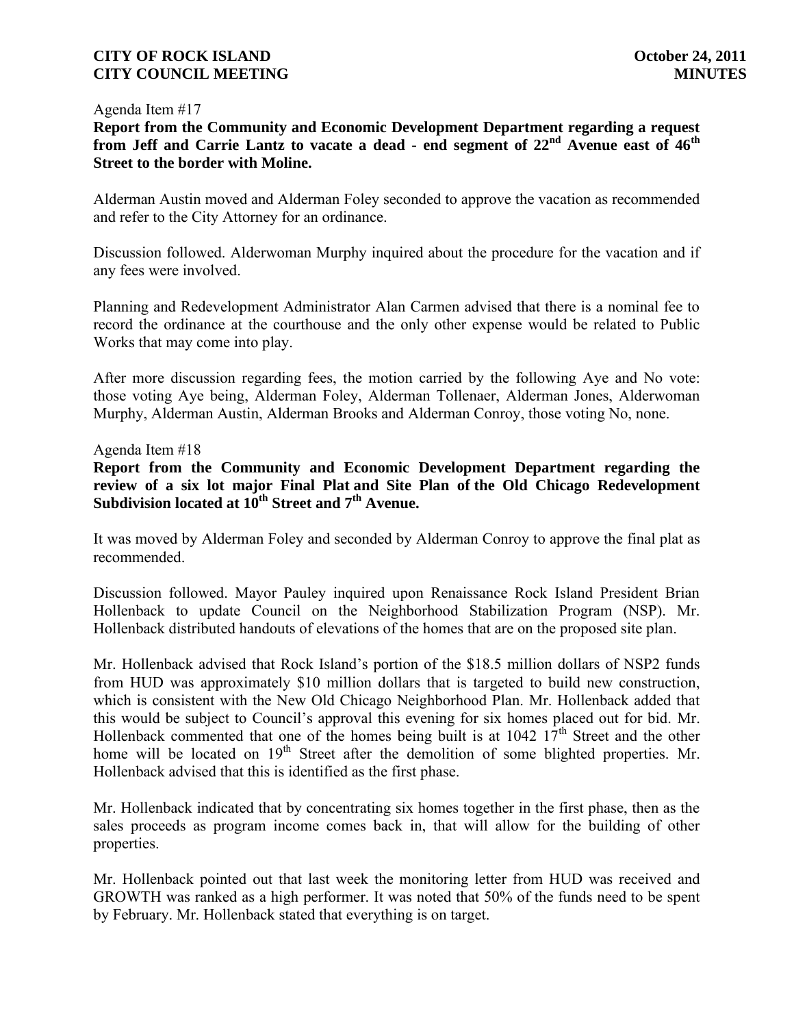Agenda Item #17

**Report from the Community and Economic Development Department regarding a request from Jeff and Carrie Lantz to vacate a dead - end segment of 22nd Avenue east of 46th Street to the border with Moline.**

Alderman Austin moved and Alderman Foley seconded to approve the vacation as recommended and refer to the City Attorney for an ordinance.

Discussion followed. Alderwoman Murphy inquired about the procedure for the vacation and if any fees were involved.

Planning and Redevelopment Administrator Alan Carmen advised that there is a nominal fee to record the ordinance at the courthouse and the only other expense would be related to Public Works that may come into play.

After more discussion regarding fees, the motion carried by the following Aye and No vote: those voting Aye being, Alderman Foley, Alderman Tollenaer, Alderman Jones, Alderwoman Murphy, Alderman Austin, Alderman Brooks and Alderman Conroy, those voting No, none.

Agenda Item #18

**Report from the Community and Economic Development Department regarding the review of a six lot major Final Plat and Site Plan of the Old Chicago Redevelopment Subdivision located at 10th Street and 7th Avenue.**

It was moved by Alderman Foley and seconded by Alderman Conroy to approve the final plat as recommended.

Discussion followed. Mayor Pauley inquired upon Renaissance Rock Island President Brian Hollenback to update Council on the Neighborhood Stabilization Program (NSP). Mr. Hollenback distributed handouts of elevations of the homes that are on the proposed site plan.

Mr. Hollenback advised that Rock Island's portion of the $18.5 million dollars of NSP2 funds from HUD was approximately $10 million dollars that is targeted to build new construction, which is consistent with the New Old Chicago Neighborhood Plan. Mr. Hollenback added that this would be subject to Council's approval this evening for six homes placed out for bid. Mr. Hollenback commented that one of the homes being built is at 1042 17th Street and the other home will be located on 19th Street after the demolition of some blighted properties. Mr. Hollenback advised that this is identified as the first phase.

Mr. Hollenback indicated that by concentrating six homes together in the first phase, then as the sales proceeds as program income comes back in, that will allow for the building of other properties.

Mr. Hollenback pointed out that last week the monitoring letter from HUD was received and GROWTH was ranked as a high performer. It was noted that 50% of the funds need to be spent by February. Mr. Hollenback stated that everything is on target.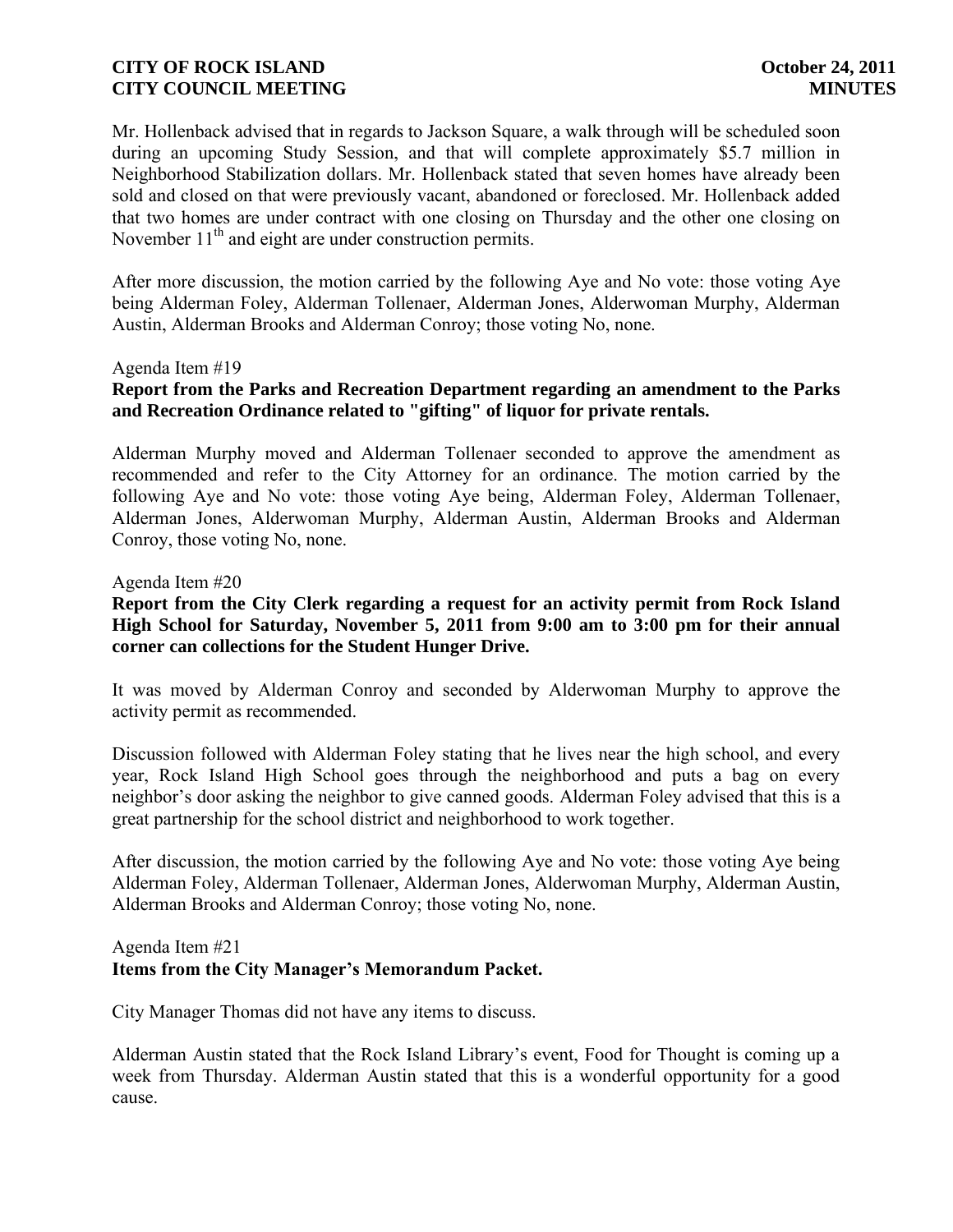Mr. Hollenback advised that in regards to Jackson Square, a walk through will be scheduled soon during an upcoming Study Session, and that will complete approximately $5.7 million in Neighborhood Stabilization dollars. Mr. Hollenback stated that seven homes have already been sold and closed on that were previously vacant, abandoned or foreclosed. Mr. Hollenback added that two homes are under contract with one closing on Thursday and the other one closing on November 11th and eight are under construction permits.

After more discussion, the motion carried by the following Aye and No vote: those voting Aye being Alderman Foley, Alderman Tollenaer, Alderman Jones, Alderwoman Murphy, Alderman Austin, Alderman Brooks and Alderman Conroy; those voting No, none.

Agenda Item #19

**Report from the Parks and Recreation Department regarding an amendment to the Parks and Recreation Ordinance related to "gifting" of liquor for private rentals.**

Alderman Murphy moved and Alderman Tollenaer seconded to approve the amendment as recommended and refer to the City Attorney for an ordinance. The motion carried by the following Aye and No vote: those voting Aye being, Alderman Foley, Alderman Tollenaer, Alderman Jones, Alderwoman Murphy, Alderman Austin, Alderman Brooks and Alderman Conroy, those voting No, none.

Agenda Item #20

**Report from the City Clerk regarding a request for an activity permit from Rock Island High School for Saturday, November 5, 2011 from 9:00 am to 3:00 pm for their annual corner can collections for the Student Hunger Drive.**

It was moved by Alderman Conroy and seconded by Alderwoman Murphy to approve the activity permit as recommended.

Discussion followed with Alderman Foley stating that he lives near the high school, and every year, Rock Island High School goes through the neighborhood and puts a bag on every neighbor's door asking the neighbor to give canned goods. Alderman Foley advised that this is a great partnership for the school district and neighborhood to work together.

After discussion, the motion carried by the following Aye and No vote: those voting Aye being Alderman Foley, Alderman Tollenaer, Alderman Jones, Alderwoman Murphy, Alderman Austin, Alderman Brooks and Alderman Conroy; those voting No, none.

Agenda Item #21

**Items from the City Manager's Memorandum Packet.**

City Manager Thomas did not have any items to discuss.

Alderman Austin stated that the Rock Island Library's event, Food for Thought is coming up a week from Thursday. Alderman Austin stated that this is a wonderful opportunity for a good cause.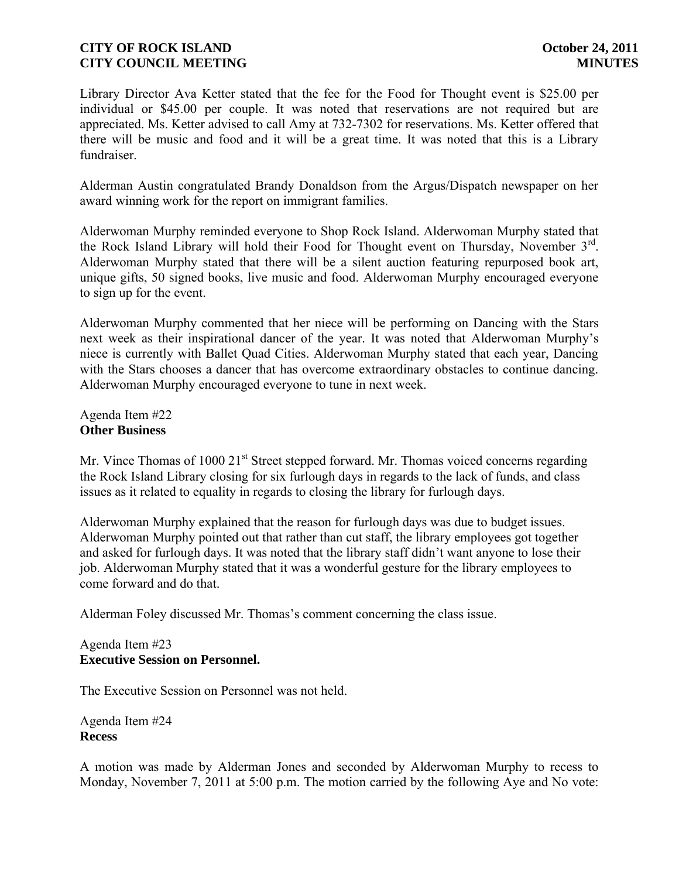Library Director Ava Ketter stated that the fee for the Food for Thought event is $25.00 per individual or $45.00 per couple. It was noted that reservations are not required but are appreciated. Ms. Ketter advised to call Amy at 732-7302 for reservations. Ms. Ketter offered that there will be music and food and it will be a great time. It was noted that this is a Library fundraiser.

Alderman Austin congratulated Brandy Donaldson from the Argus/Dispatch newspaper on her award winning work for the report on immigrant families.

Alderwoman Murphy reminded everyone to Shop Rock Island. Alderwoman Murphy stated that the Rock Island Library will hold their Food for Thought event on Thursday, November 3rd. Alderwoman Murphy stated that there will be a silent auction featuring repurposed book art, unique gifts, 50 signed books, live music and food. Alderwoman Murphy encouraged everyone to sign up for the event.

Alderwoman Murphy commented that her niece will be performing on Dancing with the Stars next week as their inspirational dancer of the year. It was noted that Alderwoman Murphy's niece is currently with Ballet Quad Cities. Alderwoman Murphy stated that each year, Dancing with the Stars chooses a dancer that has overcome extraordinary obstacles to continue dancing. Alderwoman Murphy encouraged everyone to tune in next week.

Agenda Item #22
**Other Business**

Mr. Vince Thomas of 1000 21st Street stepped forward. Mr. Thomas voiced concerns regarding the Rock Island Library closing for six furlough days in regards to the lack of funds, and class issues as it related to equality in regards to closing the library for furlough days.

Alderwoman Murphy explained that the reason for furlough days was due to budget issues. Alderwoman Murphy pointed out that rather than cut staff, the library employees got together and asked for furlough days. It was noted that the library staff didn't want anyone to lose their job. Alderwoman Murphy stated that it was a wonderful gesture for the library employees to come forward and do that.

Alderman Foley discussed Mr. Thomas's comment concerning the class issue.

Agenda Item #23
**Executive Session on Personnel.**

The Executive Session on Personnel was not held.

Agenda Item #24
**Recess**

A motion was made by Alderman Jones and seconded by Alderwoman Murphy to recess to Monday, November 7, 2011 at 5:00 p.m. The motion carried by the following Aye and No vote: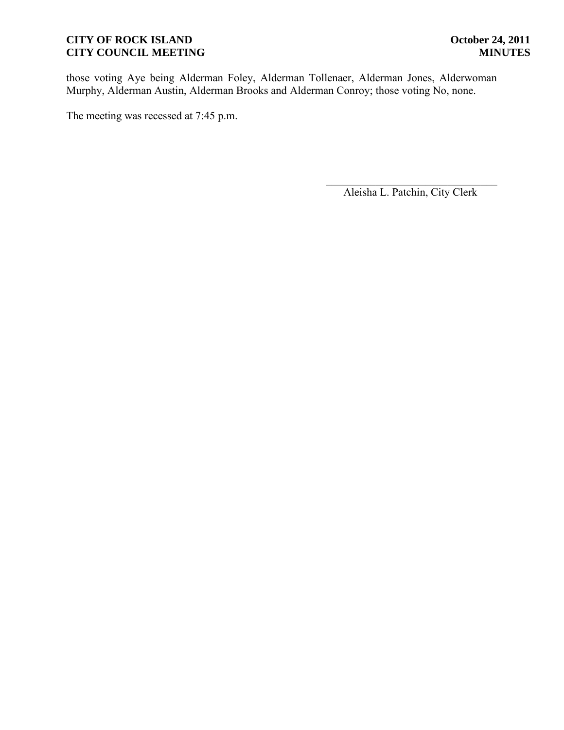those voting Aye being Alderman Foley, Alderman Tollenaer, Alderman Jones, Alderwoman Murphy, Alderman Austin, Alderman Brooks and Alderman Conroy; those voting No, none.

The meeting was recessed at 7:45 p.m.

\_\_\_\_\_\_\_\_\_\_\_\_\_\_\_\_\_\_\_\_\_\_\_\_\_\_\_\_\_\_\_\_

Aleisha L. Patchin, City Clerk